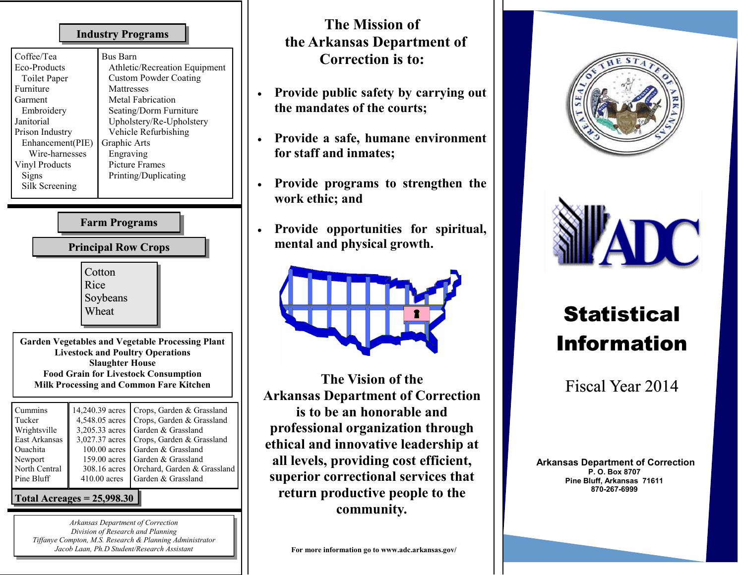## Industry Programs

| | |
|---|---|
| Coffee/Tea | Bus Barn |
| Eco-Products | Athletic/Recreation Equipment |
| Toilet Paper | Custom Powder Coating |
| Furniture | Mattresses |
| Garment | Metal Fabrication |
| Embroidery | Seating/Dorm Furniture |
| Janitorial | Upholstery/Re-Upholstery |
| Prison Industry Enhancement(PIE) | Vehicle Refurbishing |
| Wire-harnesses | Graphic Arts |
| Vinyl Products | Engraving |
| Signs | Picture Frames |
| Silk Screening | Printing/Duplicating |

## Farm Programs

### Principal Row Crops

- Cotton
- Rice
- Soybeans
- Wheat

**Garden Vegetables and Vegetable Processing Plant**
**Livestock and Poultry Operations**
**Slaughter House**
**Food Grain for Livestock Consumption**
**Milk Processing and Common Fare Kitchen**

| Unit | Acreage | Use |
|---|---|---|
| Cummins | 14,240.39 acres | Crops, Garden & Grassland |
| Tucker | 4,548.05 acres | Crops, Garden & Grassland |
| Wrightsville | 3,205.33 acres | Garden & Grassland |
| East Arkansas | 3,027.37 acres | Crops, Garden & Grassland |
| Ouachita | 100.00 acres | Garden & Grassland |
| Newport | 159.00 acres | Garden & Grassland |
| North Central | 308.16 acres | Orchard, Garden & Grassland |
| Pine Bluff | 410.00 acres | Garden & Grassland |

**Total Acreages = 25,998.30**

*Arkansas Department of Correction*
*Division of Research and Planning*
*Tiffanye Compton, M.S. Research & Planning Administrator*
*Jacob Laan, Ph.D Student/Research Assistant*

## The Mission of the Arkansas Department of Correction is to:

- **Provide public safety by carrying out the mandates of the courts;**
- **Provide a safe, humane environment for staff and inmates;**
- **Provide programs to strengthen the work ethic; and**
- **Provide opportunities for spiritual, mental and physical growth.**

## The Vision of the Arkansas Department of Correction is to be an honorable and professional organization through ethical and innovative leadership at all levels, providing cost efficient, superior correctional services that return productive people to the community.

**For more information go to www.adc.arkansas.gov/**

# Statistical Information

## Fiscal Year 2014

**Arkansas Department of Correction**
**P. O. Box 8707**
**Pine Bluff, Arkansas 71611**
**870-267-6999**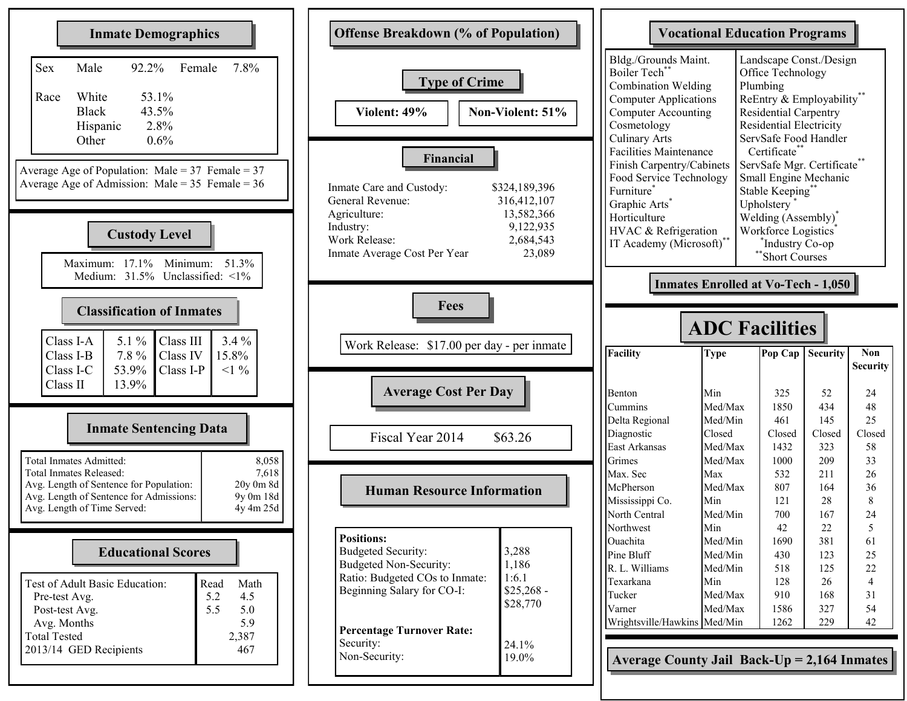## Inmate Demographics

| | | | | |
|---|---|---|---|---|
| Sex | Male | 92.2% | Female | 7.8% |
| Race | White | 53.1% | | |
| | Black | 43.5% | | |
| | Hispanic | 2.8% | | |
| | Other | 0.6% | | |

Average Age of Population: Male = 37 Female = 37
Average Age of Admission: Male = 35 Female = 36

## Custody Level

| | | | |
|---|---|---|---|
| Maximum: | 17.1% | Minimum: | 51.3% |
| Medium: | 31.5% | Unclassified: | <1% |

## Classification of Inmates

| | | | |
|---|---|---|---|
| Class I-A | 5.1 % | Class III | 3.4 % |
| Class I-B | 7.8 % | Class IV | 15.8% |
| Class I-C | 53.9% | Class I-P | <1 % |
| Class II | 13.9% | | |

## Inmate Sentencing Data

| | |
|---|---|
| Total Inmates Admitted: | 8,058 |
| Total Inmates Released: | 7,618 |
| Avg. Length of Sentence for Population: | 20y 0m 8d |
| Avg. Length of Sentence for Admissions: | 9y 0m 18d |
| Avg. Length of Time Served: | 4y 4m 25d |

## Educational Scores

| Test of Adult Basic Education: | Read | Math |
|---|---|---|
| Pre-test Avg. | 5.2 | 4.5 |
| Post-test Avg. | 5.5 | 5.0 |
| Avg. Months | | 5.9 |
| Total Tested | | 2,387 |
| 2013/14 GED Recipients | | 467 |

## Offense Breakdown (% of Population)

### Type of Crime

**Violent: 49%** **Non-Violent: 51%**

## Financial

| | |
|---|---|
| Inmate Care and Custody: | $324,189,396 |
| General Revenue: | 316,412,107 |
| Agriculture: | 13,582,366 |
| Industry: | 9,122,935 |
| Work Release: | 2,684,543 |
| Inmate Average Cost Per Year | 23,089 |

## Fees

Work Release: $17.00 per day - per inmate

## Average Cost Per Day

Fiscal Year 2014 $63.26

## Human Resource Information

| | |
|---|---|
| **Positions:** | |
| Budgeted Security: | 3,288 |
| Budgeted Non-Security: | 1,186 |
| Ratio: Budgeted COs to Inmate: | 1:6.1 |
| Beginning Salary for CO-I: | $25,268 - $28,770 |
| **Percentage Turnover Rate:** | |
| Security: | 24.1% |
| Non-Security: | 19.0% |

## Vocational Education Programs

| | |
|---|---|
| Bldg./Grounds Maint. | Landscape Const./Design |
| Boiler Tech** | Office Technology |
| Combination Welding | Plumbing |
| Computer Applications | ReEntry & Employability** |
| Computer Accounting | Residential Carpentry |
| Cosmetology | Residential Electricity |
| Culinary Arts | ServSafe Food Handler Certificate** |
| Facilities Maintenance | ServSafe Mgr. Certificate** |
| Finish Carpentry/Cabinets | Small Engine Mechanic |
| Food Service Technology | Stable Keeping** |
| Furniture* | Upholstery* |
| Graphic Arts* | Welding (Assembly)* |
| Horticulture | Workforce Logistics* |
| HVAC & Refrigeration | *Industry Co-op |
| IT Academy (Microsoft)** | **Short Courses |

**Inmates Enrolled at Vo-Tech - 1,050**

# ADC Facilities

| Facility | Type | Pop Cap | Security | Non Security |
|---|---|---|---|---|
| Benton | Min | 325 | 52 | 24 |
| Cummins | Med/Max | 1850 | 434 | 48 |
| Delta Regional | Med/Min | 461 | 145 | 25 |
| Diagnostic | Closed | Closed | Closed | Closed |
| East Arkansas | Med/Max | 1432 | 323 | 58 |
| Grimes | Med/Max | 1000 | 209 | 33 |
| Max. Sec | Max | 532 | 211 | 26 |
| McPherson | Med/Max | 807 | 164 | 36 |
| Mississippi Co. | Min | 121 | 28 | 8 |
| North Central | Med/Min | 700 | 167 | 24 |
| Northwest | Min | 42 | 22 | 5 |
| Ouachita | Med/Min | 1690 | 381 | 61 |
| Pine Bluff | Med/Min | 430 | 123 | 25 |
| R. L. Williams | Med/Min | 518 | 125 | 22 |
| Texarkana | Min | 128 | 26 | 4 |
| Tucker | Med/Max | 910 | 168 | 31 |
| Varner | Med/Max | 1586 | 327 | 54 |
| Wrightsville/Hawkins | Med/Min | 1262 | 229 | 42 |

**Average County Jail Back-Up = 2,164 Inmates**